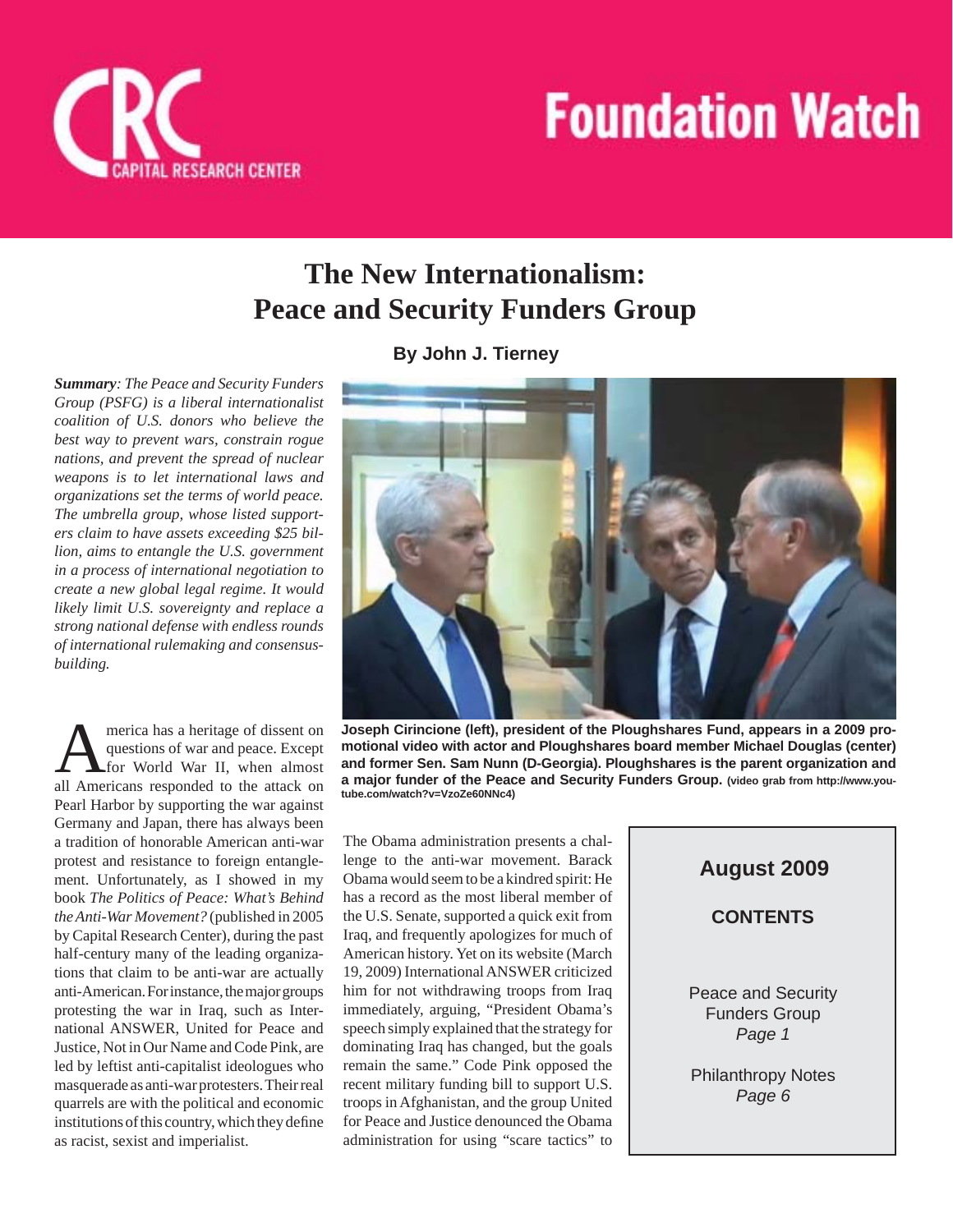CRC CAPITAL RESEARCH CENTER

# Foundation Watch

## The New Internationalism: Peace and Security Funders Group

**By John J. Tierney**

***Summary**: The Peace and Security Funders Group (PSFG) is a liberal internationalist coalition of U.S. donors who believe the best way to prevent wars, constrain rogue nations, and prevent the spread of nuclear weapons is to let international laws and organizations set the terms of world peace. The umbrella group, whose listed supporters claim to have assets exceeding $25 billion, aims to entangle the U.S. government in a process of international negotiation to create a new global legal regime. It would likely limit U.S. sovereignty and replace a strong national defense with endless rounds of international rulemaking and consensus-building.*

**Joseph Cirincione (left), president of the Ploughshares Fund, appears in a 2009 promotional video with actor and Ploughshares board member Michael Douglas (center) and former Sen. Sam Nunn (D-Georgia). Ploughshares is the parent organization and a major funder of the Peace and Security Funders Group.** (video grab from http://www.youtube.com/watch?v=VzoZe60NNc4)

America has a heritage of dissent on questions of war and peace. Except for World War II, when almost all Americans responded to the attack on Pearl Harbor by supporting the war against Germany and Japan, there has always been a tradition of honorable American anti-war protest and resistance to foreign entanglement. Unfortunately, as I showed in my book *The Politics of Peace: What's Behind the Anti-War Movement?* (published in 2005 by Capital Research Center), during the past half-century many of the leading organizations that claim to be anti-war are actually anti-American. For instance, the major groups protesting the war in Iraq, such as International ANSWER, United for Peace and Justice, Not in Our Name and Code Pink, are led by leftist anti-capitalist ideologues who masquerade as anti-war protesters. Their real quarrels are with the political and economic institutions of this country, which they define as racist, sexist and imperialist.

The Obama administration presents a challenge to the anti-war movement. Barack Obama would seem to be a kindred spirit: He has a record as the most liberal member of the U.S. Senate, supported a quick exit from Iraq, and frequently apologizes for much of American history. Yet on its website (March 19, 2009) International ANSWER criticized him for not withdrawing troops from Iraq immediately, arguing, "President Obama's speech simply explained that the strategy for dominating Iraq has changed, but the goals remain the same." Code Pink opposed the recent military funding bill to support U.S. troops in Afghanistan, and the group United for Peace and Justice denounced the Obama administration for using "scare tactics" to

**August 2009**

**CONTENTS**

Peace and Security Funders Group
*Page 1*

Philanthropy Notes
*Page 6*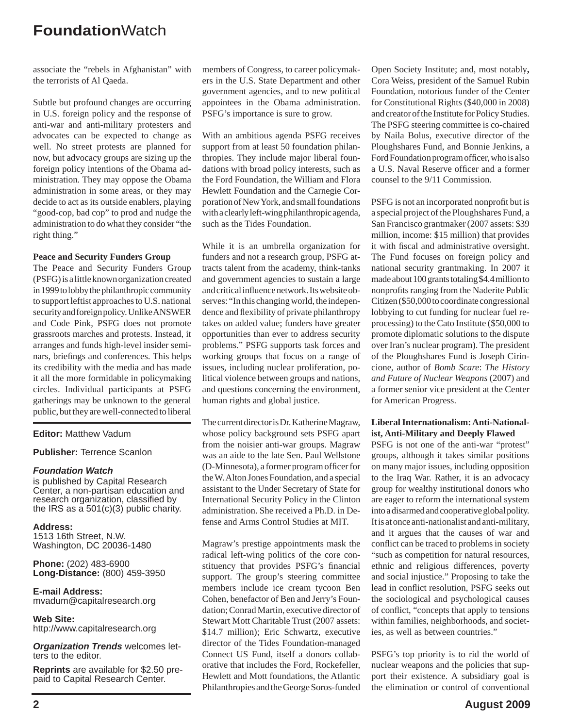associate the "rebels in Afghanistan" with the terrorists of Al Qaeda.

Subtle but profound changes are occurring in U.S. foreign policy and the response of anti-war and anti-military protesters and advocates can be expected to change as well. No street protests are planned for now, but advocacy groups are sizing up the foreign policy intentions of the Obama administration. They may oppose the Obama administration in some areas, or they may decide to act as its outside enablers, playing "good-cop, bad cop" to prod and nudge the administration to do what they consider "the right thing."

**Peace and Security Funders Group**

The Peace and Security Funders Group (PSFG) is a little known organization created in 1999 to lobby the philanthropic community to support leftist approaches to U.S. national security and foreign policy. Unlike ANSWER and Code Pink, PSFG does not promote grassroots marches and protests. Instead, it arranges and funds high-level insider seminars, briefings and conferences. This helps its credibility with the media and has made it all the more formidable in policymaking circles. Individual participants at PSFG gatherings may be unknown to the general public, but they are well-connected to liberal members of Congress, to career policymakers in the U.S. State Department and other government agencies, and to new political appointees in the Obama administration. PSFG's importance is sure to grow.

With an ambitious agenda PSFG receives support from at least 50 foundation philanthropies. They include major liberal foundations with broad policy interests, such as the Ford Foundation, the William and Flora Hewlett Foundation and the Carnegie Corporation of New York, and small foundations with a clearly left-wing philanthropic agenda, such as the Tides Foundation.

While it is an umbrella organization for funders and not a research group, PSFG attracts talent from the academy, think-tanks and government agencies to sustain a large and critical influence network. Its website observes: "In this changing world, the independence and flexibility of private philanthropy takes on added value; funders have greater opportunities than ever to address security problems." PSFG supports task forces and working groups that focus on a range of issues, including nuclear proliferation, political violence between groups and nations, and questions concerning the environment, human rights and global justice.

The current director is Dr. Katherine Magraw, whose policy background sets PSFG apart from the noisier anti-war groups. Magraw was an aide to the late Sen. Paul Wellstone (D-Minnesota), a former program officer for the W. Alton Jones Foundation, and a special assistant to the Under Secretary of State for International Security Policy in the Clinton administration. She received a Ph.D. in Defense and Arms Control Studies at MIT.

Magraw's prestige appointments mask the radical left-wing politics of the core constituency that provides PSFG's financial support. The group's steering committee members include ice cream tycoon Ben Cohen, benefactor of Ben and Jerry's Foundation; Conrad Martin, executive director of Stewart Mott Charitable Trust (2007 assets: $14.7 million); Eric Schwartz, executive director of the Tides Foundation-managed Connect US Fund, itself a donors collaborative that includes the Ford, Rockefeller, Hewlett and Mott foundations, the Atlantic Philanthropies and the George Soros-funded Open Society Institute; and, most notably**,** Cora Weiss, president of the Samuel Rubin Foundation, notorious funder of the Center for Constitutional Rights ($40,000 in 2008) and creator of the Institute for Policy Studies. The PSFG steering committee is co-chaired by Naila Bolus, executive director of the Ploughshares Fund, and Bonnie Jenkins, a Ford Foundation program officer, who is also a U.S. Naval Reserve officer and a former counsel to the 9/11 Commission.

PSFG is not an incorporated nonprofit but is a special project of the Ploughshares Fund, a San Francisco grantmaker (2007 assets: $39 million, income: $15 million) that provides it with fiscal and administrative oversight. The Fund focuses on foreign policy and national security grantmaking. In 2007 it made about 100 grants totaling $4.4 million to nonprofits ranging from the Naderite Public Citizen ($50,000 to coordinate congressional lobbying to cut funding for nuclear fuel reprocessing) to the Cato Institute ($50,000 to promote diplomatic solutions to the dispute over Iran's nuclear program). The president of the Ploughshares Fund is Joseph Cirincione, author of *Bomb Scare*: *The History and Future of Nuclear Weapons* (2007) and a former senior vice president at the Center for American Progress.

**Liberal Internationalism: Anti-Nationalist, Anti-Military and Deeply Flawed**

PSFG is not one of the anti-war "protest" groups, although it takes similar positions on many major issues, including opposition to the Iraq War. Rather, it is an advocacy group for wealthy institutional donors who are eager to reform the international system into a disarmed and cooperative global polity. It is at once anti-nationalist and anti-military, and it argues that the causes of war and conflict can be traced to problems in society "such as competition for natural resources, ethnic and religious differences, poverty and social injustice." Proposing to take the lead in conflict resolution, PSFG seeks out the sociological and psychological causes of conflict, "concepts that apply to tensions within families, neighborhoods, and societies, as well as between countries."

PSFG's top priority is to rid the world of nuclear weapons and the policies that support their existence. A subsidiary goal is the elimination or control of conventional

---

**Editor:** Matthew Vadum

**Publisher:** Terrence Scanlon

***Foundation Watch***
is published by Capital Research Center, a non-partisan education and research organization, classified by the IRS as a 501(c)(3) public charity.

**Address:**
1513 16th Street, N.W.
Washington, DC 20036-1480

**Phone:** (202) 483-6900
**Long-Distance:** (800) 459-3950

**E-mail Address:**
mvadum@capitalresearch.org

**Web Site:**
http://www.capitalresearch.org

***Organization Trends*** welcomes letters to the editor.

**Reprints** are available for $2.50 prepaid to Capital Research Center.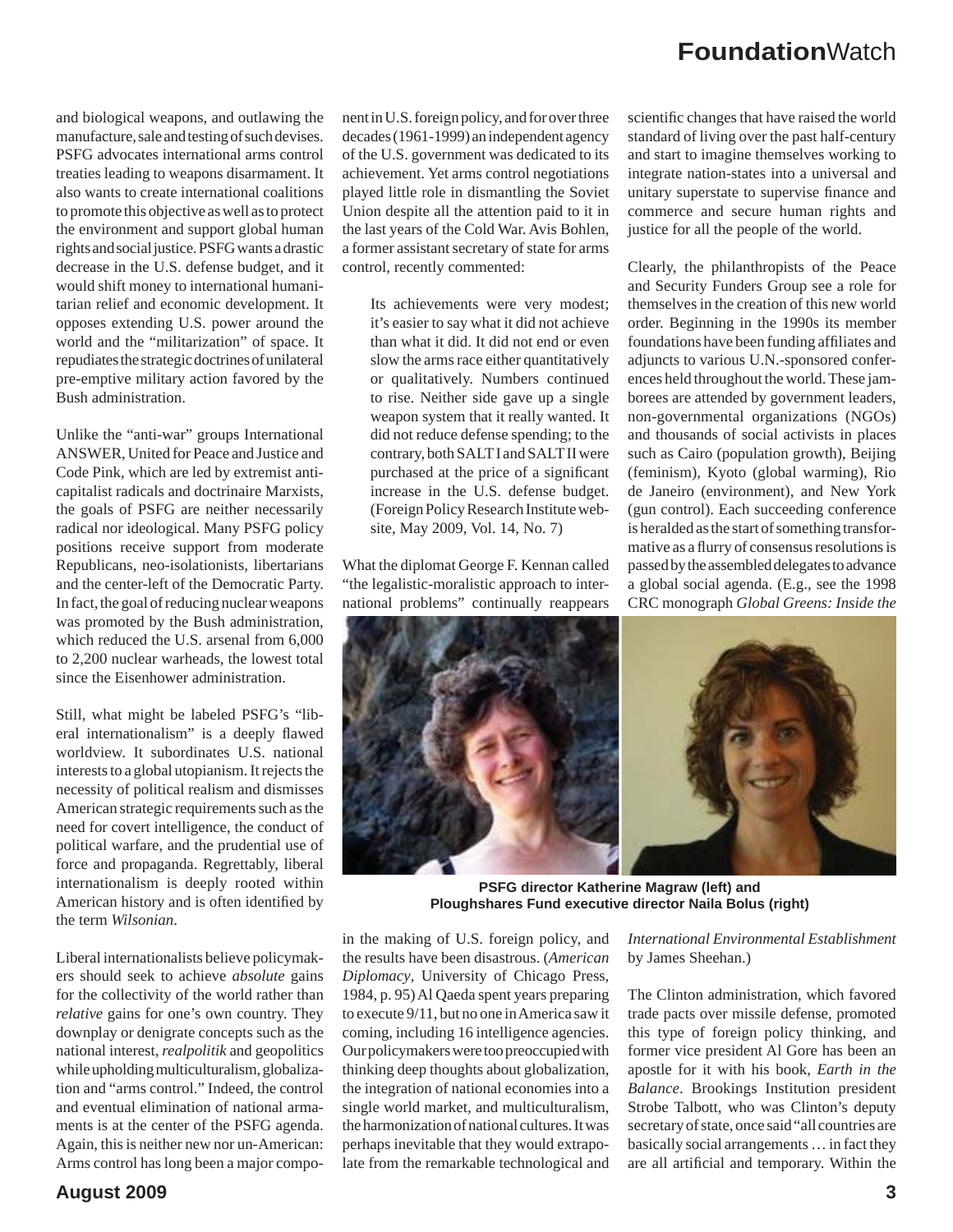and biological weapons, and outlawing the manufacture, sale and testing of such devises. PSFG advocates international arms control treaties leading to weapons disarmament. It also wants to create international coalitions to promote this objective as well as to protect the environment and support global human rights and social justice. PSFG wants a drastic decrease in the U.S. defense budget, and it would shift money to international humanitarian relief and economic development. It opposes extending U.S. power around the world and the "militarization" of space. It repudiates the strategic doctrines of unilateral pre-emptive military action favored by the Bush administration.

Unlike the "anti-war" groups International ANSWER, United for Peace and Justice and Code Pink, which are led by extremist anti-capitalist radicals and doctrinaire Marxists, the goals of PSFG are neither necessarily radical nor ideological. Many PSFG policy positions receive support from moderate Republicans, neo-isolationists, libertarians and the center-left of the Democratic Party. In fact, the goal of reducing nuclear weapons was promoted by the Bush administration, which reduced the U.S. arsenal from 6,000 to 2,200 nuclear warheads, the lowest total since the Eisenhower administration.

Still, what might be labeled PSFG's "liberal internationalism" is a deeply flawed worldview. It subordinates U.S. national interests to a global utopianism. It rejects the necessity of political realism and dismisses American strategic requirements such as the need for covert intelligence, the conduct of political warfare, and the prudential use of force and propaganda. Regrettably, liberal internationalism is deeply rooted within American history and is often identified by the term *Wilsonian*.

Liberal internationalists believe policymakers should seek to achieve *absolute* gains for the collectivity of the world rather than *relative* gains for one's own country. They downplay or denigrate concepts such as the national interest, *realpolitik* and geopolitics while upholding multiculturalism, globalization and "arms control." Indeed, the control and eventual elimination of national armaments is at the center of the PSFG agenda. Again, this is neither new nor un-American: Arms control has long been a major component in U.S. foreign policy, and for over three decades (1961-1999) an independent agency of the U.S. government was dedicated to its achievement. Yet arms control negotiations played little role in dismantling the Soviet Union despite all the attention paid to it in the last years of the Cold War. Avis Bohlen, a former assistant secretary of state for arms control, recently commented:

> Its achievements were very modest; it's easier to say what it did not achieve than what it did. It did not end or even slow the arms race either quantitatively or qualitatively. Numbers continued to rise. Neither side gave up a single weapon system that it really wanted. It did not reduce defense spending; to the contrary, both SALT I and SALT II were purchased at the price of a significant increase in the U.S. defense budget. (Foreign Policy Research Institute website, May 2009, Vol. 14, No. 7)

What the diplomat George F. Kennan called "the legalistic-moralistic approach to international problems" continually reappears in the making of U.S. foreign policy, and the results have been disastrous. (*American Diplomacy*, University of Chicago Press, 1984, p. 95) Al Qaeda spent years preparing to execute 9/11, but no one in America saw it coming, including 16 intelligence agencies. Our policymakers were too preoccupied with thinking deep thoughts about globalization, the integration of national economies into a single world market, and multiculturalism, the harmonization of national cultures. It was perhaps inevitable that they would extrapolate from the remarkable technological and scientific changes that have raised the world standard of living over the past half-century and start to imagine themselves working to integrate nation-states into a universal and unitary superstate to supervise finance and commerce and secure human rights and justice for all the people of the world.

Clearly, the philanthropists of the Peace and Security Funders Group see a role for themselves in the creation of this new world order. Beginning in the 1990s its member foundations have been funding affiliates and adjuncts to various U.N.-sponsored conferences held throughout the world. These jamborees are attended by government leaders, non-governmental organizations (NGOs) and thousands of social activists in places such as Cairo (population growth), Beijing (feminism), Kyoto (global warming), Rio de Janeiro (environment), and New York (gun control). Each succeeding conference is heralded as the start of something transformative as a flurry of consensus resolutions is passed by the assembled delegates to advance a global social agenda. (E.g., see the 1998 CRC monograph *Global Greens: Inside the International Environmental Establishment* by James Sheehan.)

**PSFG director Katherine Magraw (left) and Ploughshares Fund executive director Naila Bolus (right)**

The Clinton administration, which favored trade pacts over missile defense, promoted this type of foreign policy thinking, and former vice president Al Gore has been an apostle for it with his book, *Earth in the Balance*. Brookings Institution president Strobe Talbott, who was Clinton's deputy secretary of state, once said "all countries are basically social arrangements … in fact they are all artificial and temporary. Within the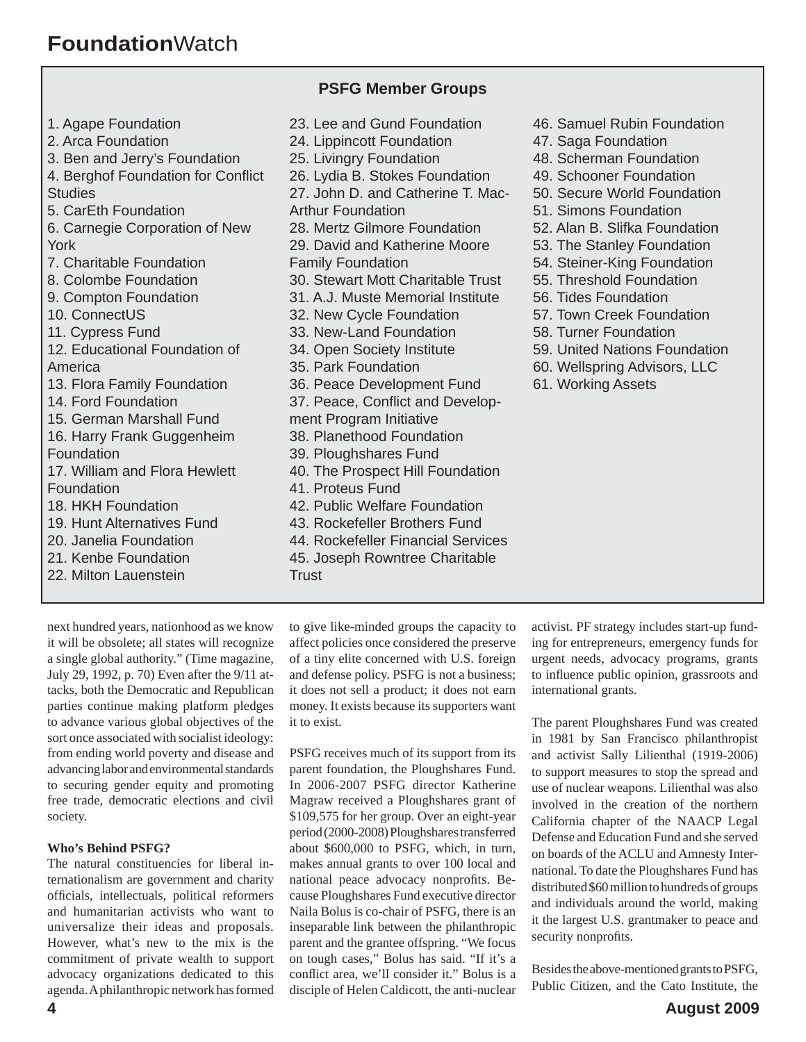## PSFG Member Groups

1. Agape Foundation
2. Arca Foundation
3. Ben and Jerry's Foundation
4. Berghof Foundation for Conflict Studies
5. CarEth Foundation
6. Carnegie Corporation of New York
7. Charitable Foundation
8. Colombe Foundation
9. Compton Foundation
10. ConnectUS
11. Cypress Fund
12. Educational Foundation of America
13. Flora Family Foundation
14. Ford Foundation
15. German Marshall Fund
16. Harry Frank Guggenheim Foundation
17. William and Flora Hewlett Foundation
18. HKH Foundation
19. Hunt Alternatives Fund
20. Janelia Foundation
21. Kenbe Foundation
22. Milton Lauenstein
23. Lee and Gund Foundation
24. Lippincott Foundation
25. Livingry Foundation
26. Lydia B. Stokes Foundation
27. John D. and Catherine T. MacArthur Foundation
28. Mertz Gilmore Foundation
29. David and Katherine Moore Family Foundation
30. Stewart Mott Charitable Trust
31. A.J. Muste Memorial Institute
32. New Cycle Foundation
33. New-Land Foundation
34. Open Society Institute
35. Park Foundation
36. Peace Development Fund
37. Peace, Conflict and Development Program Initiative
38. Planethood Foundation
39. Ploughshares Fund
40. The Prospect Hill Foundation
41. Proteus Fund
42. Public Welfare Foundation
43. Rockefeller Brothers Fund
44. Rockefeller Financial Services
45. Joseph Rowntree Charitable Trust
46. Samuel Rubin Foundation
47. Saga Foundation
48. Scherman Foundation
49. Schooner Foundation
50. Secure World Foundation
51. Simons Foundation
52. Alan B. Slifka Foundation
53. The Stanley Foundation
54. Steiner-King Foundation
55. Threshold Foundation
56. Tides Foundation
57. Town Creek Foundation
58. Turner Foundation
59. United Nations Foundation
60. Wellspring Advisors, LLC
61. Working Assets

next hundred years, nationhood as we know it will be obsolete; all states will recognize a single global authority." (Time magazine, July 29, 1992, p. 70) Even after the 9/11 attacks, both the Democratic and Republican parties continue making platform pledges to advance various global objectives of the sort once associated with socialist ideology: from ending world poverty and disease and advancing labor and environmental standards to securing gender equity and promoting free trade, democratic elections and civil society.

**Who's Behind PSFG?**

The natural constituencies for liberal internationalism are government and charity officials, intellectuals, political reformers and humanitarian activists who want to universalize their ideas and proposals. However, what's new to the mix is the commitment of private wealth to support advocacy organizations dedicated to this agenda. A philanthropic network has formed to give like-minded groups the capacity to affect policies once considered the preserve of a tiny elite concerned with U.S. foreign and defense policy. PSFG is not a business; it does not sell a product; it does not earn money. It exists because its supporters want it to exist.

PSFG receives much of its support from its parent foundation, the Ploughshares Fund. In 2006-2007 PSFG director Katherine Magraw received a Ploughshares grant of $109,575 for her group. Over an eight-year period (2000-2008) Ploughshares transferred about $600,000 to PSFG, which, in turn, makes annual grants to over 100 local and national peace advocacy nonprofits. Because Ploughshares Fund executive director Naila Bolus is co-chair of PSFG, there is an inseparable link between the philanthropic parent and the grantee offspring. "We focus on tough cases," Bolus has said. "If it's a conflict area, we'll consider it." Bolus is a disciple of Helen Caldicott, the anti-nuclear activist. PF strategy includes start-up funding for entrepreneurs, emergency funds for urgent needs, advocacy programs, grants to influence public opinion, grassroots and international grants.

The parent Ploughshares Fund was created in 1981 by San Francisco philanthropist and activist Sally Lilienthal (1919-2006) to support measures to stop the spread and use of nuclear weapons. Lilienthal was also involved in the creation of the northern California chapter of the NAACP Legal Defense and Education Fund and she served on boards of the ACLU and Amnesty International. To date the Ploughshares Fund has distributed $60 million to hundreds of groups and individuals around the world, making it the largest U.S. grantmaker to peace and security nonprofits.

Besides the above-mentioned grants to PSFG, Public Citizen, and the Cato Institute, the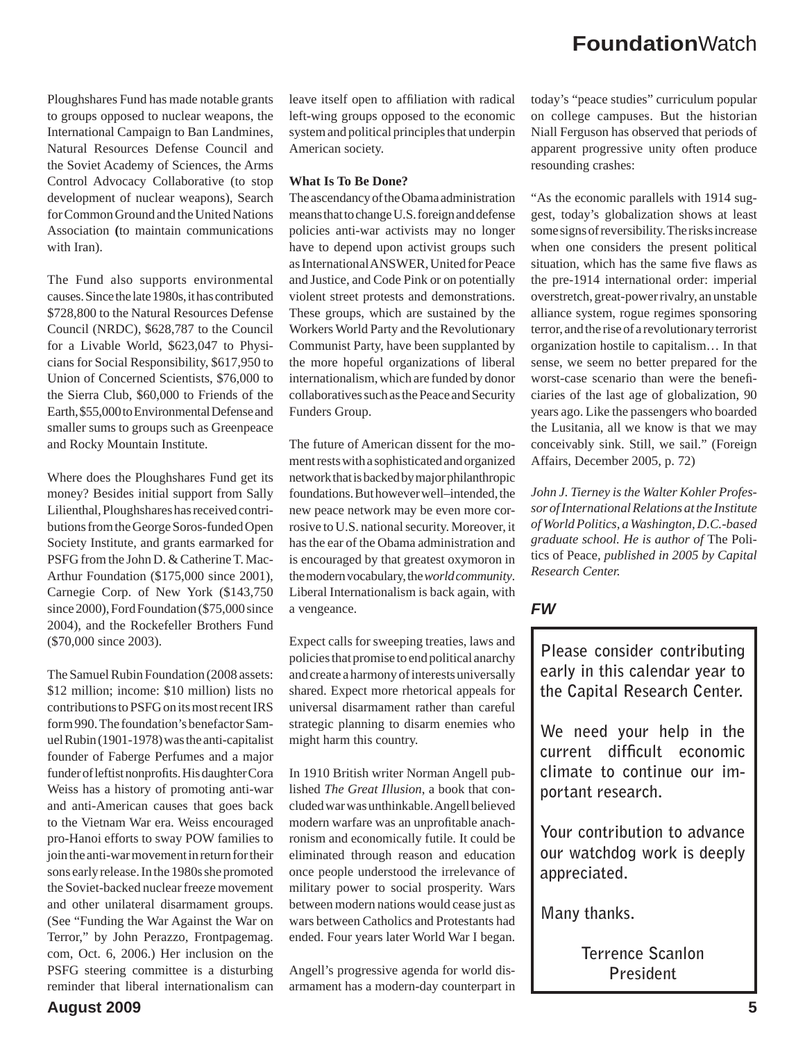Ploughshares Fund has made notable grants to groups opposed to nuclear weapons, the International Campaign to Ban Landmines, Natural Resources Defense Council and the Soviet Academy of Sciences, the Arms Control Advocacy Collaborative (to stop development of nuclear weapons), Search for Common Ground and the United Nations Association **(**to maintain communications with Iran).

The Fund also supports environmental causes. Since the late 1980s, it has contributed $728,800 to the Natural Resources Defense Council (NRDC), $628,787 to the Council for a Livable World, $623,047 to Physicians for Social Responsibility, $617,950 to Union of Concerned Scientists, $76,000 to the Sierra Club, $60,000 to Friends of the Earth, $55,000 to Environmental Defense and smaller sums to groups such as Greenpeace and Rocky Mountain Institute.

Where does the Ploughshares Fund get its money? Besides initial support from Sally Lilienthal, Ploughshares has received contributions from the George Soros-funded Open Society Institute, and grants earmarked for PSFG from the John D. & Catherine T. MacArthur Foundation ($175,000 since 2001), Carnegie Corp. of New York ($143,750 since 2000), Ford Foundation ($75,000 since 2004), and the Rockefeller Brothers Fund ($70,000 since 2003).

The Samuel Rubin Foundation (2008 assets: $12 million; income: $10 million) lists no contributions to PSFG on its most recent IRS form 990. The foundation's benefactor Samuel Rubin (1901-1978) was the anti-capitalist founder of Faberge Perfumes and a major funder of leftist nonprofits. His daughter Cora Weiss has a history of promoting anti-war and anti-American causes that goes back to the Vietnam War era. Weiss encouraged pro-Hanoi efforts to sway POW families to join the anti-war movement in return for their sons early release. In the 1980s she promoted the Soviet-backed nuclear freeze movement and other unilateral disarmament groups. (See "Funding the War Against the War on Terror," by John Perazzo, Frontpagemag.com, Oct. 6, 2006.) Her inclusion on the PSFG steering committee is a disturbing reminder that liberal internationalism can leave itself open to affiliation with radical left-wing groups opposed to the economic system and political principles that underpin American society.

**What Is To Be Done?**

The ascendancy of the Obama administration means that to change U.S. foreign and defense policies anti-war activists may no longer have to depend upon activist groups such as International ANSWER, United for Peace and Justice, and Code Pink or on potentially violent street protests and demonstrations. These groups, which are sustained by the Workers World Party and the Revolutionary Communist Party, have been supplanted by the more hopeful organizations of liberal internationalism, which are funded by donor collaboratives such as the Peace and Security Funders Group.

The future of American dissent for the moment rests with a sophisticated and organized network that is backed by major philanthropic foundations. But however well–intended, the new peace network may be even more corrosive to U.S. national security. Moreover, it has the ear of the Obama administration and is encouraged by that greatest oxymoron in the modern vocabulary, the *world community*. Liberal Internationalism is back again, with a vengeance.

Expect calls for sweeping treaties, laws and policies that promise to end political anarchy and create a harmony of interests universally shared. Expect more rhetorical appeals for universal disarmament rather than careful strategic planning to disarm enemies who might harm this country.

In 1910 British writer Norman Angell published *The Great Illusion*, a book that concluded war was unthinkable. Angell believed modern warfare was an unprofitable anachronism and economically futile. It could be eliminated through reason and education once people understood the irrelevance of military power to social prosperity. Wars between modern nations would cease just as wars between Catholics and Protestants had ended. Four years later World War I began.

Angell's progressive agenda for world disarmament has a modern-day counterpart in today's "peace studies" curriculum popular on college campuses. But the historian Niall Ferguson has observed that periods of apparent progressive unity often produce resounding crashes:

"As the economic parallels with 1914 suggest, today's globalization shows at least some signs of reversibility. The risks increase when one considers the present political situation, which has the same five flaws as the pre-1914 international order: imperial overstretch, great-power rivalry, an unstable alliance system, rogue regimes sponsoring terror, and the rise of a revolutionary terrorist organization hostile to capitalism… In that sense, we seem no better prepared for the worst-case scenario than were the beneficiaries of the last age of globalization, 90 years ago. Like the passengers who boarded the Lusitania, all we know is that we may conceivably sink. Still, we sail." (Foreign Affairs, December 2005, p. 72)

*John J. Tierney is the Walter Kohler Professor of International Relations at the Institute of World Politics, a Washington, D.C.-based graduate school. He is author of* The Politics of Peace*, published in 2005 by Capital Research Center.*

***FW***

**Please consider contributing early in this calendar year to the Capital Research Center.**

**We need your help in the current difficult economic climate to continue our important research.**

**Your contribution to advance our watchdog work is deeply appreciated.**

**Many thanks.**

**Terrence Scanlon**
**President**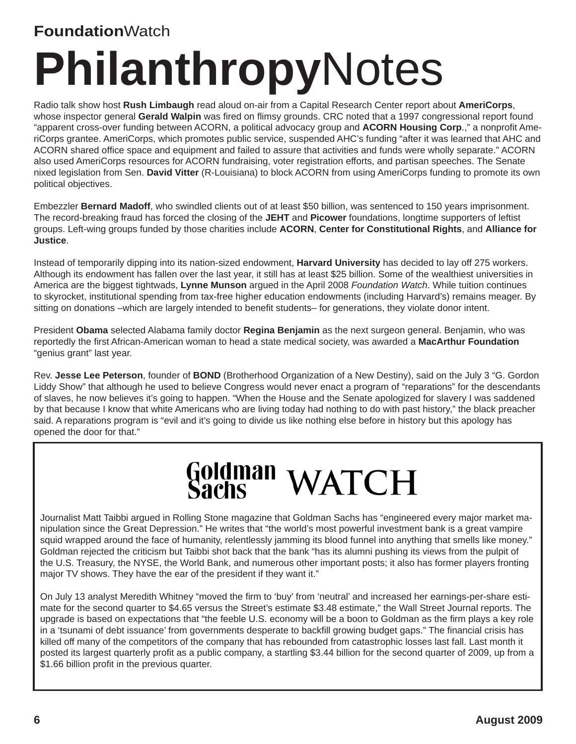**Foundation**Watch

# **Philanthropy**Notes

Radio talk show host **Rush Limbaugh** read aloud on-air from a Capital Research Center report about **AmeriCorps**, whose inspector general **Gerald Walpin** was fired on flimsy grounds. CRC noted that a 1997 congressional report found "apparent cross-over funding between ACORN, a political advocacy group and **ACORN Housing Corp**.," a nonprofit AmeriCorps grantee. AmeriCorps, which promotes public service, suspended AHC's funding "after it was learned that AHC and ACORN shared office space and equipment and failed to assure that activities and funds were wholly separate." ACORN also used AmeriCorps resources for ACORN fundraising, voter registration efforts, and partisan speeches. The Senate nixed legislation from Sen. **David Vitter** (R-Louisiana) to block ACORN from using AmeriCorps funding to promote its own political objectives.

Embezzler **Bernard Madoff**, who swindled clients out of at least $50 billion, was sentenced to 150 years imprisonment. The record-breaking fraud has forced the closing of the **JEHT** and **Picower** foundations, longtime supporters of leftist groups. Left-wing groups funded by those charities include **ACORN**, **Center for Constitutional Rights**, and **Alliance for Justice**.

Instead of temporarily dipping into its nation-sized endowment, **Harvard University** has decided to lay off 275 workers. Although its endowment has fallen over the last year, it still has at least $25 billion. Some of the wealthiest universities in America are the biggest tightwads, **Lynne Munson** argued in the April 2008 *Foundation Watch*. While tuition continues to skyrocket, institutional spending from tax-free higher education endowments (including Harvard's) remains meager. By sitting on donations –which are largely intended to benefit students– for generations, they violate donor intent.

President **Obama** selected Alabama family doctor **Regina Benjamin** as the next surgeon general. Benjamin, who was reportedly the first African-American woman to head a state medical society, was awarded a **MacArthur Foundation** "genius grant" last year.

Rev. **Jesse Lee Peterson**, founder of **BOND** (Brotherhood Organization of a New Destiny), said on the July 3 "G. Gordon Liddy Show" that although he used to believe Congress would never enact a program of "reparations" for the descendants of slaves, he now believes it's going to happen. "When the House and the Senate apologized for slavery I was saddened by that because I know that white Americans who are living today had nothing to do with past history," the black preacher said. A reparations program is "evil and it's going to divide us like nothing else before in history but this apology has opened the door for that."

## Goldman Sachs WATCH

Journalist Matt Taibbi argued in Rolling Stone magazine that Goldman Sachs has "engineered every major market manipulation since the Great Depression." He writes that "the world's most powerful investment bank is a great vampire squid wrapped around the face of humanity, relentlessly jamming its blood funnel into anything that smells like money." Goldman rejected the criticism but Taibbi shot back that the bank "has its alumni pushing its views from the pulpit of the U.S. Treasury, the NYSE, the World Bank, and numerous other important posts; it also has former players fronting major TV shows. They have the ear of the president if they want it."

On July 13 analyst Meredith Whitney "moved the firm to 'buy' from 'neutral' and increased her earnings-per-share estimate for the second quarter to $4.65 versus the Street's estimate $3.48 estimate," the Wall Street Journal reports. The upgrade is based on expectations that "the feeble U.S. economy will be a boon to Goldman as the firm plays a key role in a 'tsunami of debt issuance' from governments desperate to backfill growing budget gaps." The financial crisis has killed off many of the competitors of the company that has rebounded from catastrophic losses last fall. Last month it posted its largest quarterly profit as a public company, a startling $3.44 billion for the second quarter of 2009, up from a $1.66 billion profit in the previous quarter.